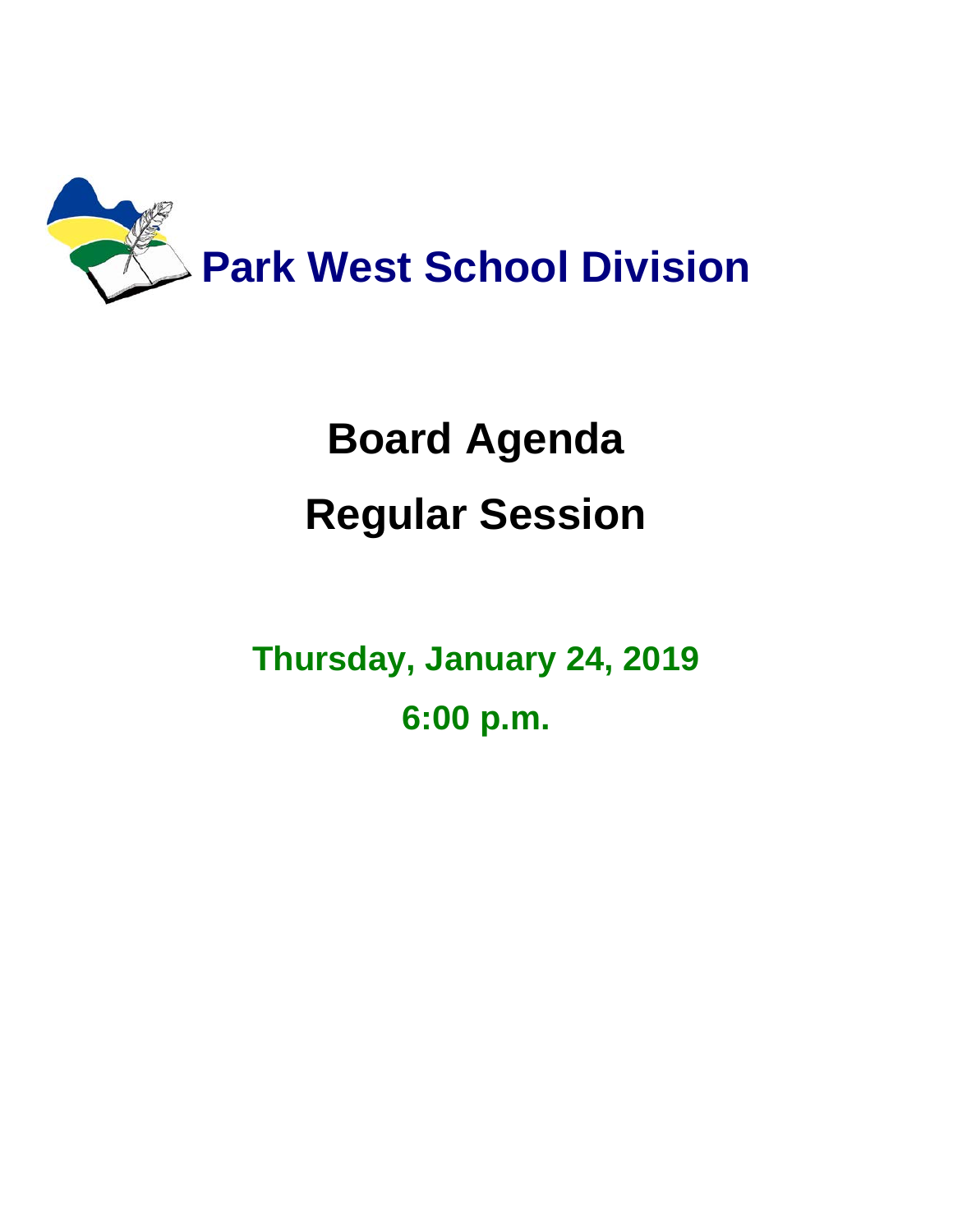# Park West School Division

# Board Agenda

# Regular Session

**Thursday, January 24, 2019**

**6:00 p.m.**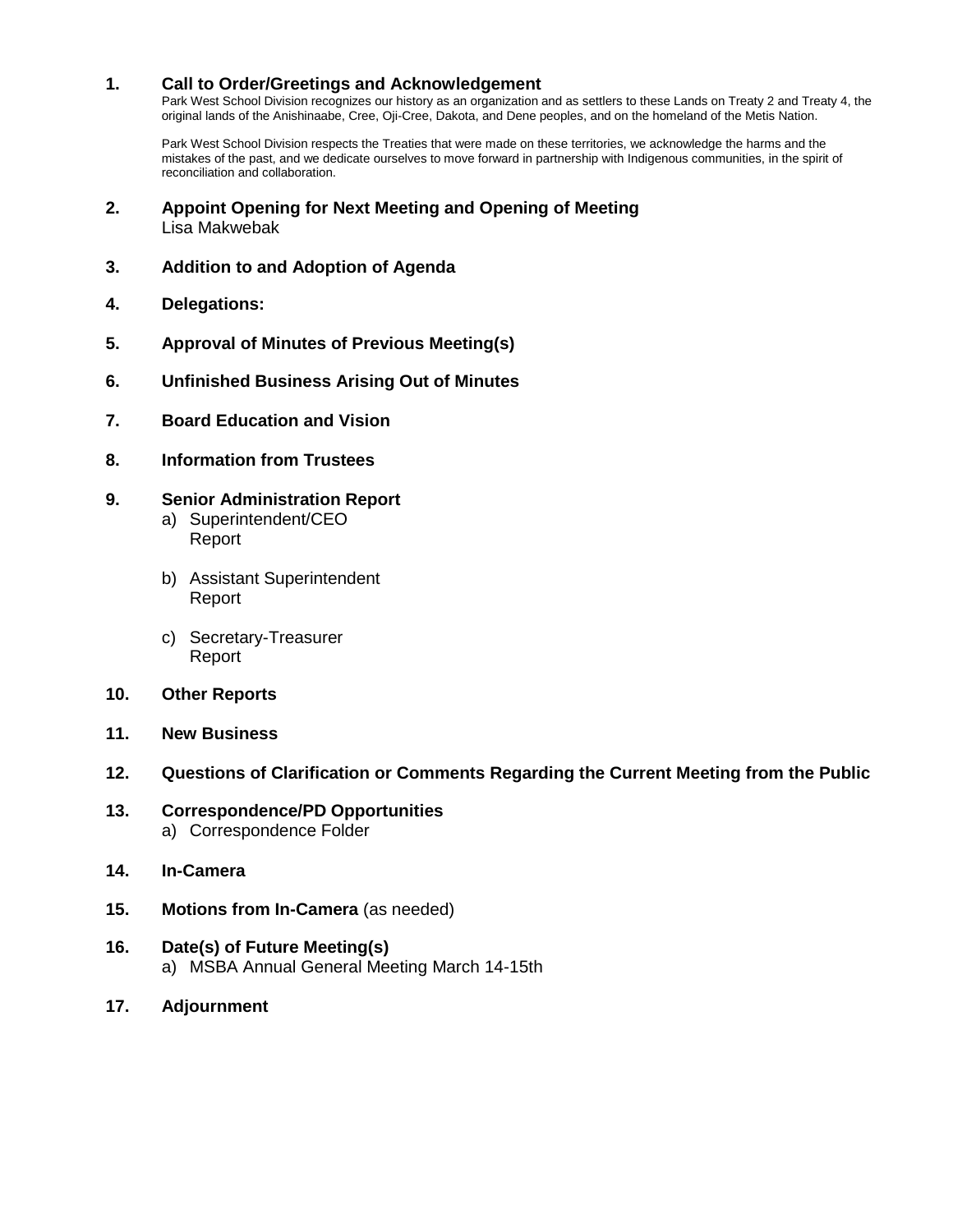1. **Call to Order/Greetings and Acknowledgement**

   Park West School Division recognizes our history as an organization and as settlers to these Lands on Treaty 2 and Treaty 4, the original lands of the Anishinaabe, Cree, Oji-Cree, Dakota, and Dene peoples, and on the homeland of the Metis Nation.

   Park West School Division respects the Treaties that were made on these territories, we acknowledge the harms and the mistakes of the past, and we dedicate ourselves to move forward in partnership with Indigenous communities, in the spirit of reconciliation and collaboration.

2. **Appoint Opening for Next Meeting and Opening of Meeting**

   Lisa Makwebak

3. **Addition to and Adoption of Agenda**

4. **Delegations:**

5. **Approval of Minutes of Previous Meeting(s)**

6. **Unfinished Business Arising Out of Minutes**

7. **Board Education and Vision**

8. **Information from Trustees**

9. **Senior Administration Report**
   a) Superintendent/CEO
      Report

   b) Assistant Superintendent
      Report

   c) Secretary-Treasurer
      Report

10. **Other Reports**

11. **New Business**

12. **Questions of Clarification or Comments Regarding the Current Meeting from the Public**

13. **Correspondence/PD Opportunities**
    a) Correspondence Folder

14. **In-Camera**

15. **Motions from In-Camera** (as needed)

16. **Date(s) of Future Meeting(s)**
    a) MSBA Annual General Meeting March 14-15th

17. **Adjournment**